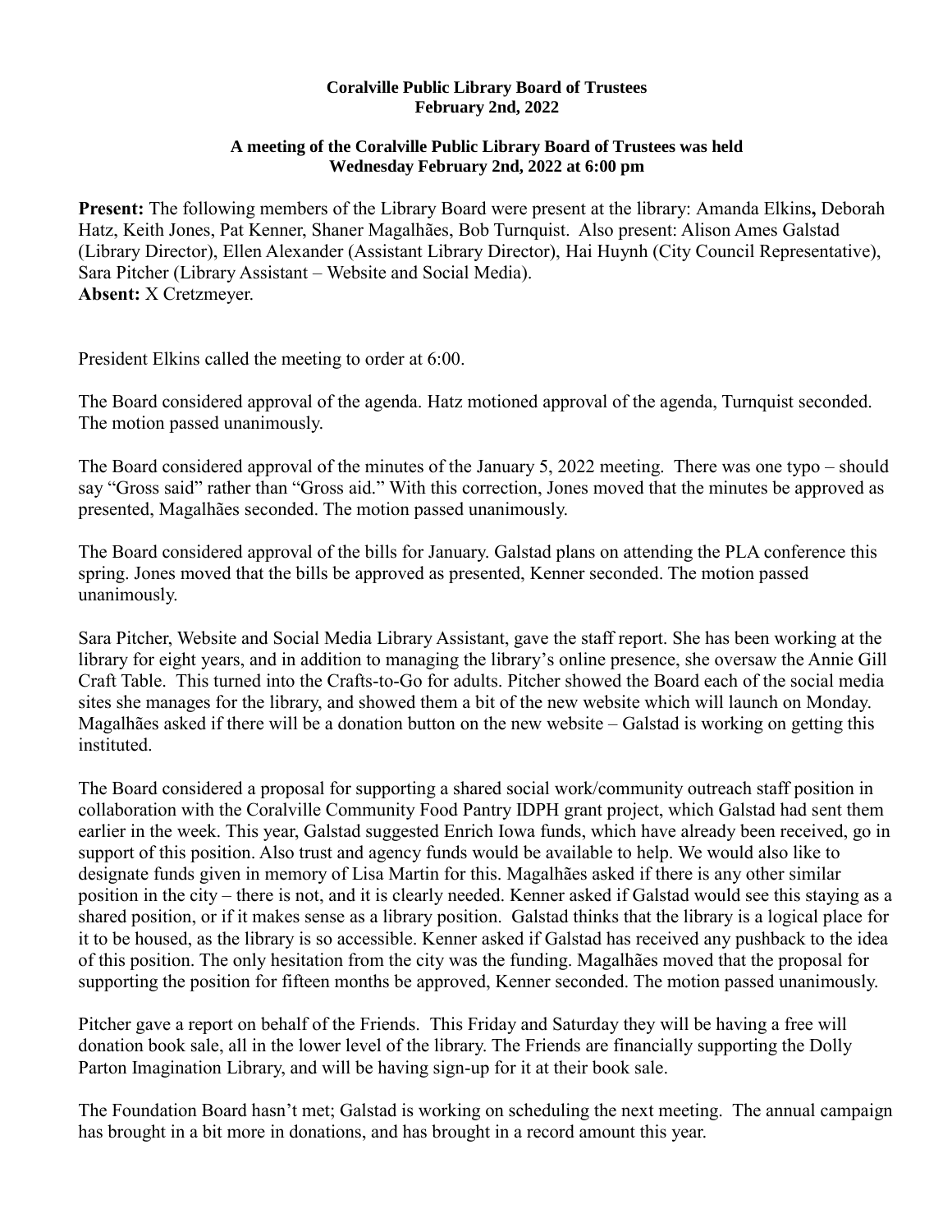**Coralville Public Library Board of Trustees**
**February 2nd, 2022**

**A meeting of the Coralville Public Library Board of Trustees was held**
**Wednesday February 2nd, 2022 at 6:00 pm**

**Present:** The following members of the Library Board were present at the library: Amanda Elkins**,** Deborah Hatz, Keith Jones, Pat Kenner, Shaner Magalhães, Bob Turnquist. Also present: Alison Ames Galstad (Library Director), Ellen Alexander (Assistant Library Director), Hai Huynh (City Council Representative), Sara Pitcher (Library Assistant – Website and Social Media).
**Absent:** X Cretzmeyer.

President Elkins called the meeting to order at 6:00.

The Board considered approval of the agenda. Hatz motioned approval of the agenda, Turnquist seconded. The motion passed unanimously.

The Board considered approval of the minutes of the January 5, 2022 meeting. There was one typo – should say "Gross said" rather than "Gross aid." With this correction, Jones moved that the minutes be approved as presented, Magalhães seconded. The motion passed unanimously.

The Board considered approval of the bills for January. Galstad plans on attending the PLA conference this spring. Jones moved that the bills be approved as presented, Kenner seconded. The motion passed unanimously.

Sara Pitcher, Website and Social Media Library Assistant, gave the staff report. She has been working at the library for eight years, and in addition to managing the library's online presence, she oversaw the Annie Gill Craft Table. This turned into the Crafts-to-Go for adults. Pitcher showed the Board each of the social media sites she manages for the library, and showed them a bit of the new website which will launch on Monday. Magalhães asked if there will be a donation button on the new website – Galstad is working on getting this instituted.

The Board considered a proposal for supporting a shared social work/community outreach staff position in collaboration with the Coralville Community Food Pantry IDPH grant project, which Galstad had sent them earlier in the week. This year, Galstad suggested Enrich Iowa funds, which have already been received, go in support of this position. Also trust and agency funds would be available to help. We would also like to designate funds given in memory of Lisa Martin for this. Magalhães asked if there is any other similar position in the city – there is not, and it is clearly needed. Kenner asked if Galstad would see this staying as a shared position, or if it makes sense as a library position. Galstad thinks that the library is a logical place for it to be housed, as the library is so accessible. Kenner asked if Galstad has received any pushback to the idea of this position. The only hesitation from the city was the funding. Magalhães moved that the proposal for supporting the position for fifteen months be approved, Kenner seconded. The motion passed unanimously.

Pitcher gave a report on behalf of the Friends. This Friday and Saturday they will be having a free will donation book sale, all in the lower level of the library. The Friends are financially supporting the Dolly Parton Imagination Library, and will be having sign-up for it at their book sale.

The Foundation Board hasn't met; Galstad is working on scheduling the next meeting. The annual campaign has brought in a bit more in donations, and has brought in a record amount this year.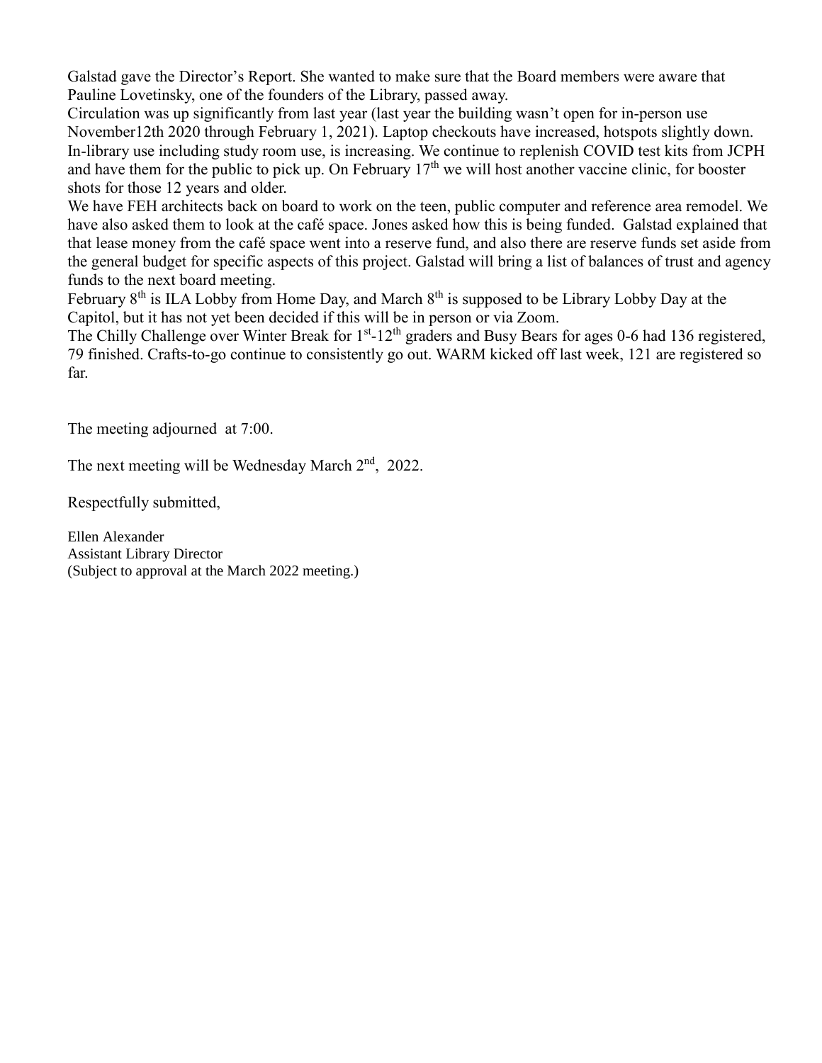Galstad gave the Director's Report. She wanted to make sure that the Board members were aware that Pauline Lovetinsky, one of the founders of the Library, passed away.

Circulation was up significantly from last year (last year the building wasn't open for in-person use November12th 2020 through February 1, 2021). Laptop checkouts have increased, hotspots slightly down. In-library use including study room use, is increasing. We continue to replenish COVID test kits from JCPH and have them for the public to pick up. On February 17th we will host another vaccine clinic, for booster shots for those 12 years and older.

We have FEH architects back on board to work on the teen, public computer and reference area remodel. We have also asked them to look at the café space. Jones asked how this is being funded. Galstad explained that that lease money from the café space went into a reserve fund, and also there are reserve funds set aside from the general budget for specific aspects of this project. Galstad will bring a list of balances of trust and agency funds to the next board meeting.

February 8th is ILA Lobby from Home Day, and March 8th is supposed to be Library Lobby Day at the Capitol, but it has not yet been decided if this will be in person or via Zoom.

The Chilly Challenge over Winter Break for 1st-12th graders and Busy Bears for ages 0-6 had 136 registered, 79 finished. Crafts-to-go continue to consistently go out. WARM kicked off last week, 121 are registered so far.

The meeting adjourned at 7:00.

The next meeting will be Wednesday March 2nd, 2022.

Respectfully submitted,

Ellen Alexander
Assistant Library Director
(Subject to approval at the March 2022 meeting.)